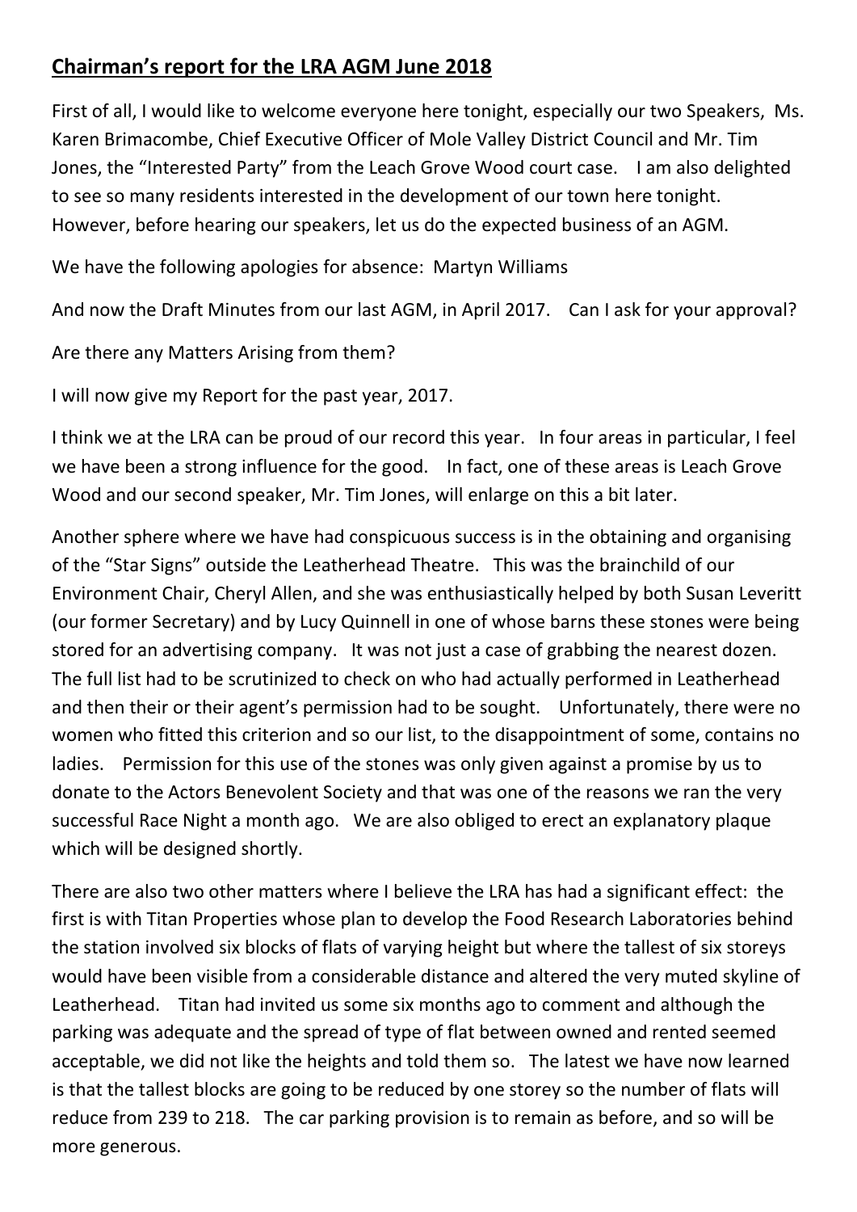# **Chairman's report for the LRA AGM June 2018**

First of all, I would like to welcome everyone here tonight, especially our two Speakers, Ms. Karen Brimacombe, Chief Executive Officer of Mole Valley District Council and Mr. Tim Jones, the "Interested Party" from the Leach Grove Wood court case. I am also delighted to see so many residents interested in the development of our town here tonight. However, before hearing our speakers, let us do the expected business of an AGM.

We have the following apologies for absence: Martyn Williams

And now the Draft Minutes from our last AGM, in April 2017. Can I ask for your approval?

Are there any Matters Arising from them?

I will now give my Report for the past year, 2017.

I think we at the LRA can be proud of our record this year. In four areas in particular, I feel we have been a strong influence for the good. In fact, one of these areas is Leach Grove Wood and our second speaker, Mr. Tim Jones, will enlarge on this a bit later.

Another sphere where we have had conspicuous success is in the obtaining and organising of the "Star Signs" outside the Leatherhead Theatre. This was the brainchild of our Environment Chair, Cheryl Allen, and she was enthusiastically helped by both Susan Leveritt (our former Secretary) and by Lucy Quinnell in one of whose barns these stones were being stored for an advertising company. It was not just a case of grabbing the nearest dozen. The full list had to be scrutinized to check on who had actually performed in Leatherhead and then their or their agent's permission had to be sought. Unfortunately, there were no women who fitted this criterion and so our list, to the disappointment of some, contains no ladies. Permission for this use of the stones was only given against a promise by us to donate to the Actors Benevolent Society and that was one of the reasons we ran the very successful Race Night a month ago. We are also obliged to erect an explanatory plaque which will be designed shortly.

There are also two other matters where I believe the LRA has had a significant effect: the first is with Titan Properties whose plan to develop the Food Research Laboratories behind the station involved six blocks of flats of varying height but where the tallest of six storeys would have been visible from a considerable distance and altered the very muted skyline of Leatherhead. Titan had invited us some six months ago to comment and although the parking was adequate and the spread of type of flat between owned and rented seemed acceptable, we did not like the heights and told them so. The latest we have now learned is that the tallest blocks are going to be reduced by one storey so the number of flats will reduce from 239 to 218. The car parking provision is to remain as before, and so will be more generous.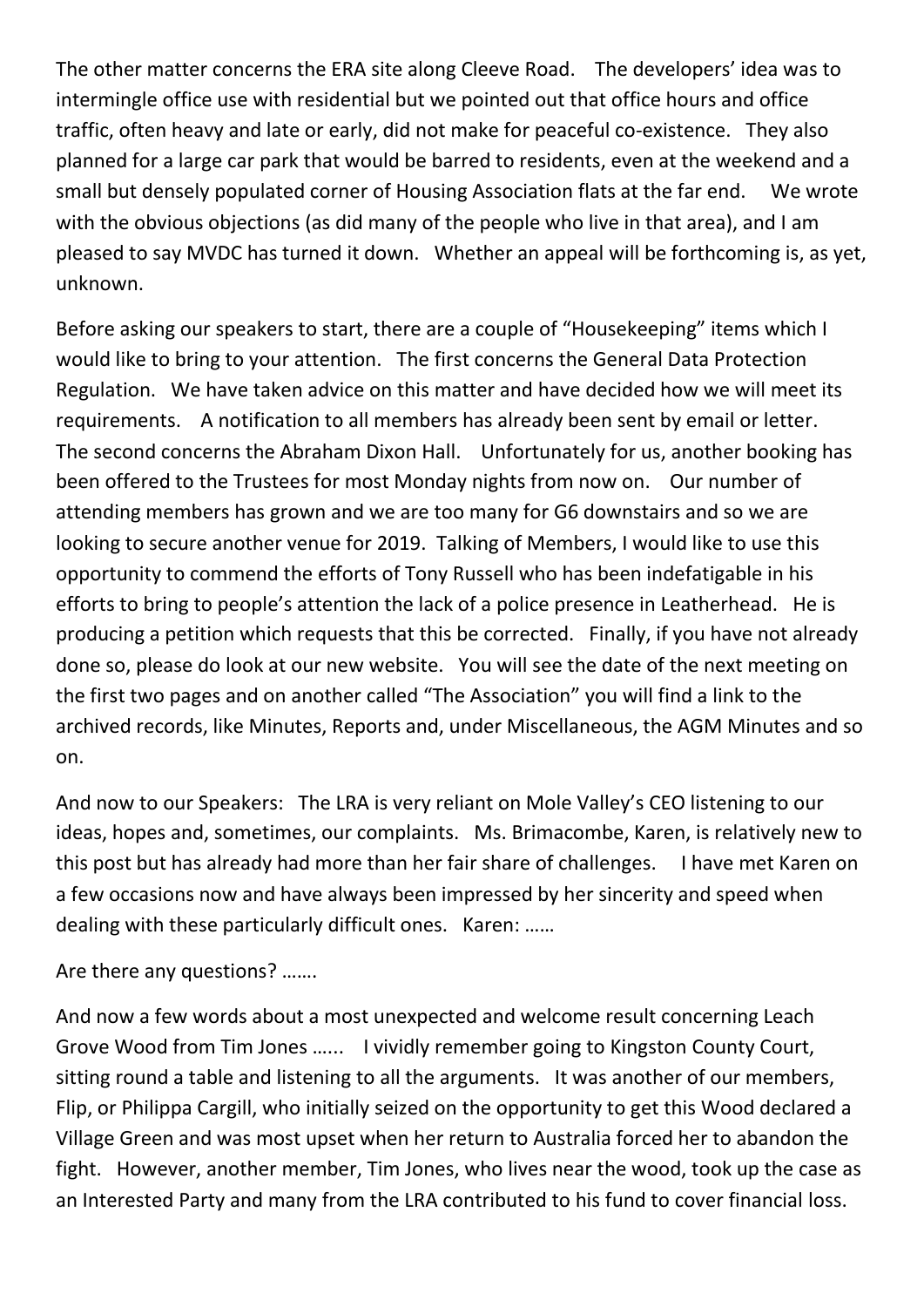The other matter concerns the ERA site along Cleeve Road. The developers' idea was to intermingle office use with residential but we pointed out that office hours and office traffic, often heavy and late or early, did not make for peaceful co-existence. They also planned for a large car park that would be barred to residents, even at the weekend and a small but densely populated corner of Housing Association flats at the far end. We wrote with the obvious objections (as did many of the people who live in that area), and I am pleased to say MVDC has turned it down. Whether an appeal will be forthcoming is, as yet, unknown.

Before asking our speakers to start, there are a couple of "Housekeeping" items which I would like to bring to your attention. The first concerns the General Data Protection Regulation. We have taken advice on this matter and have decided how we will meet its requirements. A notification to all members has already been sent by email or letter. The second concerns the Abraham Dixon Hall. Unfortunately for us, another booking has been offered to the Trustees for most Monday nights from now on. Our number of attending members has grown and we are too many for G6 downstairs and so we are looking to secure another venue for 2019. Talking of Members, I would like to use this opportunity to commend the efforts of Tony Russell who has been indefatigable in his efforts to bring to people's attention the lack of a police presence in Leatherhead. He is producing a petition which requests that this be corrected. Finally, if you have not already done so, please do look at our new website. You will see the date of the next meeting on the first two pages and on another called "The Association" you will find a link to the archived records, like Minutes, Reports and, under Miscellaneous, the AGM Minutes and so on.

And now to our Speakers: The LRA is very reliant on Mole Valley's CEO listening to our ideas, hopes and, sometimes, our complaints. Ms. Brimacombe, Karen, is relatively new to this post but has already had more than her fair share of challenges. I have met Karen on a few occasions now and have always been impressed by her sincerity and speed when dealing with these particularly difficult ones. Karen: ……

Are there any questions? …….

And now a few words about a most unexpected and welcome result concerning Leach Grove Wood from Tim Jones …... I vividly remember going to Kingston County Court, sitting round a table and listening to all the arguments. It was another of our members, Flip, or Philippa Cargill, who initially seized on the opportunity to get this Wood declared a Village Green and was most upset when her return to Australia forced her to abandon the fight. However, another member, Tim Jones, who lives near the wood, took up the case as an Interested Party and many from the LRA contributed to his fund to cover financial loss.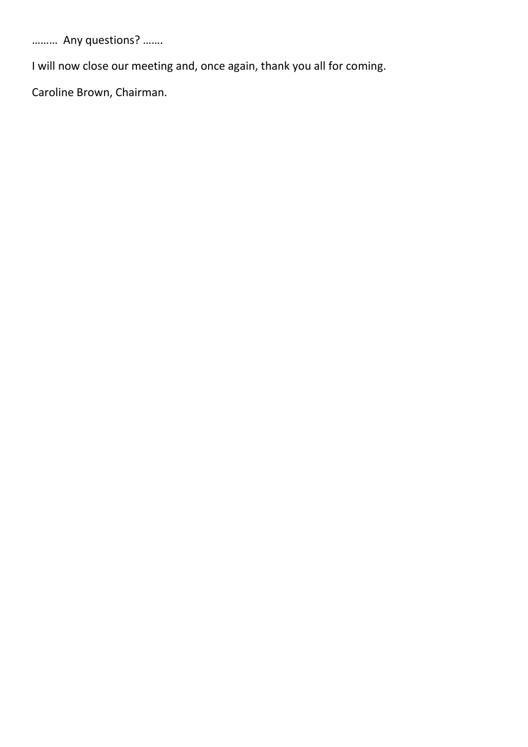……… Any questions? …….

I will now close our meeting and, once again, thank you all for coming.

Caroline Brown, Chairman.